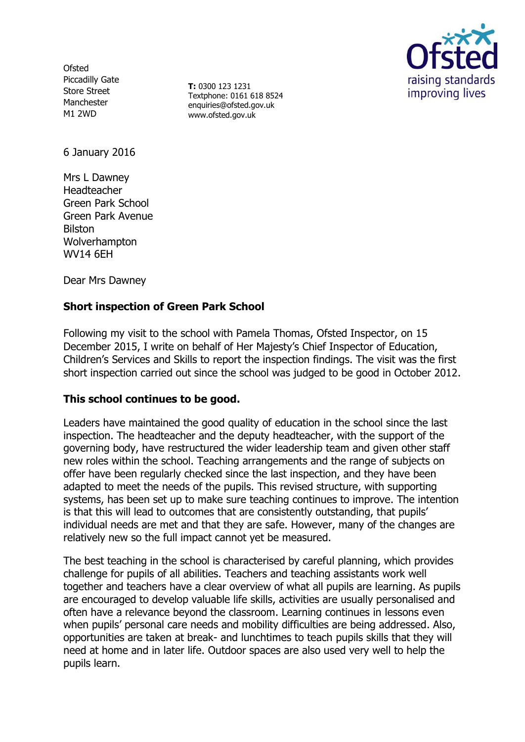Ofsted
Piccadilly Gate
Store Street
Manchester
M1 2WD

**T:** 0300 123 1231
Textphone: 0161 618 8524
enquiries@ofsted.gov.uk
www.ofsted.gov.uk

6 January 2016

Mrs L Dawney
Headteacher
Green Park School
Green Park Avenue
Bilston
Wolverhampton
WV14 6EH

Dear Mrs Dawney

**Short inspection of Green Park School**

Following my visit to the school with Pamela Thomas, Ofsted Inspector, on 15 December 2015, I write on behalf of Her Majesty's Chief Inspector of Education, Children's Services and Skills to report the inspection findings. The visit was the first short inspection carried out since the school was judged to be good in October 2012.

**This school continues to be good.**

Leaders have maintained the good quality of education in the school since the last inspection. The headteacher and the deputy headteacher, with the support of the governing body, have restructured the wider leadership team and given other staff new roles within the school. Teaching arrangements and the range of subjects on offer have been regularly checked since the last inspection, and they have been adapted to meet the needs of the pupils. This revised structure, with supporting systems, has been set up to make sure teaching continues to improve. The intention is that this will lead to outcomes that are consistently outstanding, that pupils' individual needs are met and that they are safe. However, many of the changes are relatively new so the full impact cannot yet be measured.

The best teaching in the school is characterised by careful planning, which provides challenge for pupils of all abilities. Teachers and teaching assistants work well together and teachers have a clear overview of what all pupils are learning. As pupils are encouraged to develop valuable life skills, activities are usually personalised and often have a relevance beyond the classroom. Learning continues in lessons even when pupils' personal care needs and mobility difficulties are being addressed. Also, opportunities are taken at break- and lunchtimes to teach pupils skills that they will need at home and in later life. Outdoor spaces are also used very well to help the pupils learn.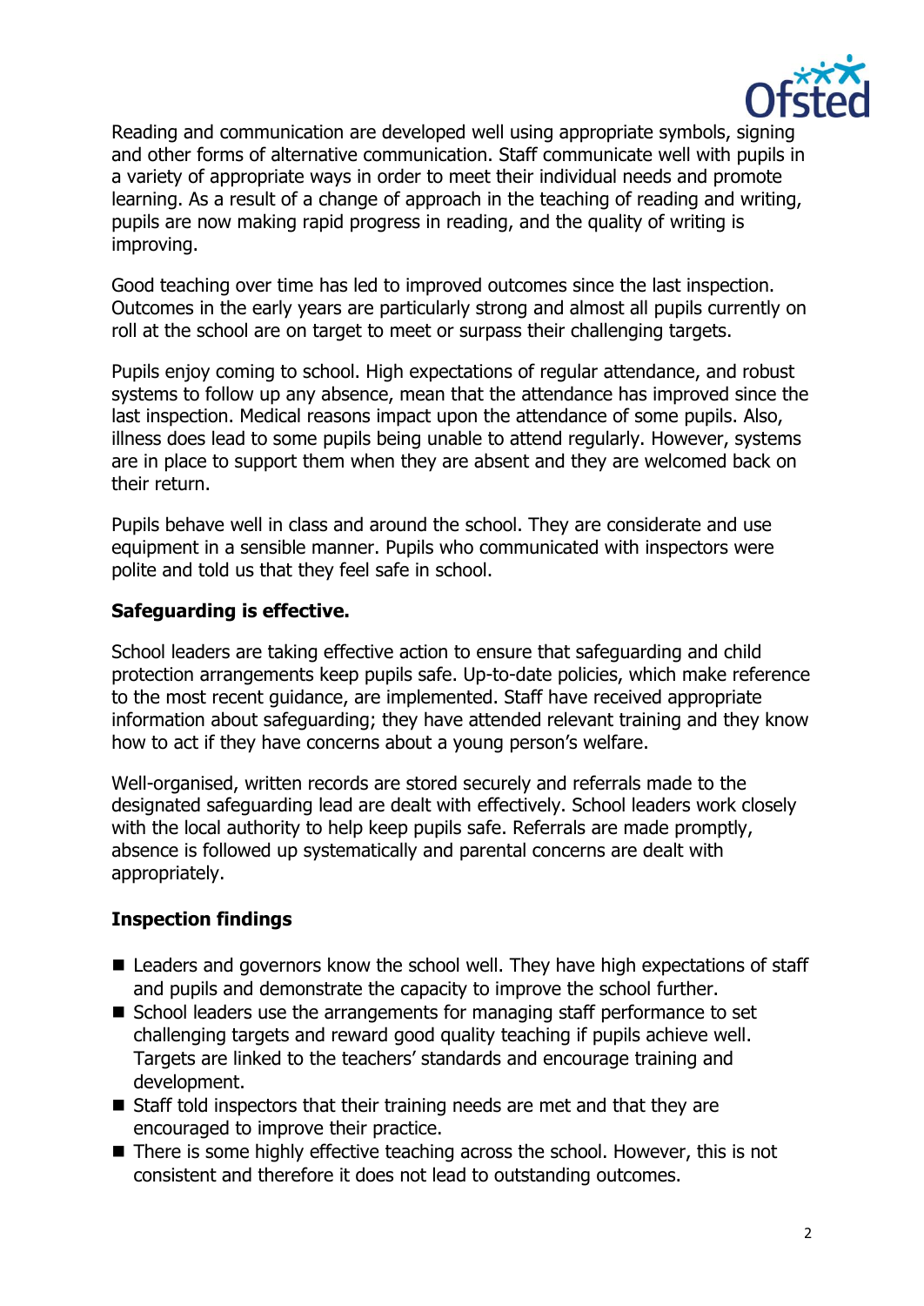Reading and communication are developed well using appropriate symbols, signing and other forms of alternative communication. Staff communicate well with pupils in a variety of appropriate ways in order to meet their individual needs and promote learning. As a result of a change of approach in the teaching of reading and writing, pupils are now making rapid progress in reading, and the quality of writing is improving.

Good teaching over time has led to improved outcomes since the last inspection. Outcomes in the early years are particularly strong and almost all pupils currently on roll at the school are on target to meet or surpass their challenging targets.

Pupils enjoy coming to school. High expectations of regular attendance, and robust systems to follow up any absence, mean that the attendance has improved since the last inspection. Medical reasons impact upon the attendance of some pupils. Also, illness does lead to some pupils being unable to attend regularly. However, systems are in place to support them when they are absent and they are welcomed back on their return.

Pupils behave well in class and around the school. They are considerate and use equipment in a sensible manner. Pupils who communicated with inspectors were polite and told us that they feel safe in school.

**Safeguarding is effective.**

School leaders are taking effective action to ensure that safeguarding and child protection arrangements keep pupils safe. Up-to-date policies, which make reference to the most recent guidance, are implemented. Staff have received appropriate information about safeguarding; they have attended relevant training and they know how to act if they have concerns about a young person's welfare.

Well-organised, written records are stored securely and referrals made to the designated safeguarding lead are dealt with effectively. School leaders work closely with the local authority to help keep pupils safe. Referrals are made promptly, absence is followed up systematically and parental concerns are dealt with appropriately.

**Inspection findings**

- Leaders and governors know the school well. They have high expectations of staff and pupils and demonstrate the capacity to improve the school further.
- School leaders use the arrangements for managing staff performance to set challenging targets and reward good quality teaching if pupils achieve well. Targets are linked to the teachers' standards and encourage training and development.
- Staff told inspectors that their training needs are met and that they are encouraged to improve their practice.
- There is some highly effective teaching across the school. However, this is not consistent and therefore it does not lead to outstanding outcomes.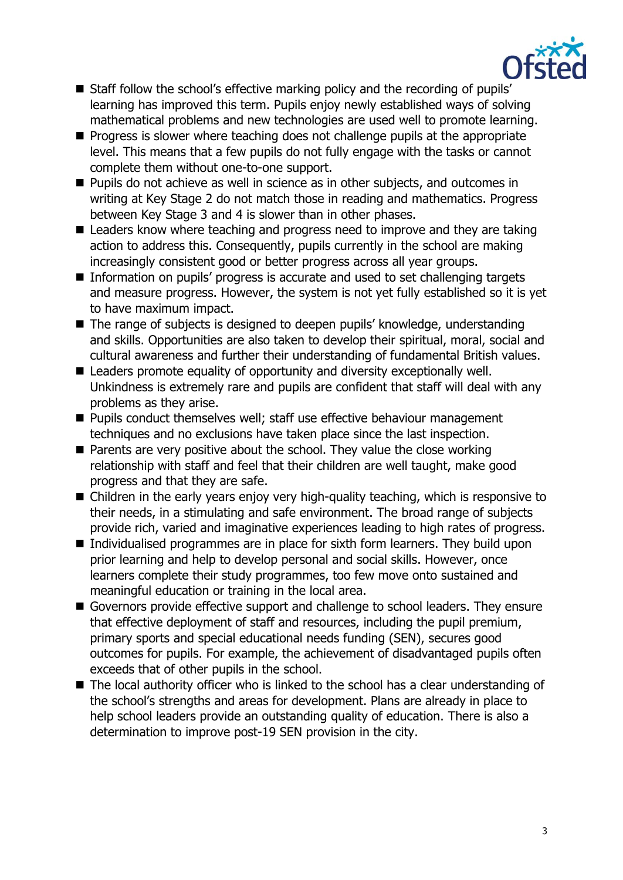- Staff follow the school's effective marking policy and the recording of pupils' learning has improved this term. Pupils enjoy newly established ways of solving mathematical problems and new technologies are used well to promote learning.
- Progress is slower where teaching does not challenge pupils at the appropriate level. This means that a few pupils do not fully engage with the tasks or cannot complete them without one-to-one support.
- Pupils do not achieve as well in science as in other subjects, and outcomes in writing at Key Stage 2 do not match those in reading and mathematics. Progress between Key Stage 3 and 4 is slower than in other phases.
- Leaders know where teaching and progress need to improve and they are taking action to address this. Consequently, pupils currently in the school are making increasingly consistent good or better progress across all year groups.
- Information on pupils' progress is accurate and used to set challenging targets and measure progress. However, the system is not yet fully established so it is yet to have maximum impact.
- The range of subjects is designed to deepen pupils' knowledge, understanding and skills. Opportunities are also taken to develop their spiritual, moral, social and cultural awareness and further their understanding of fundamental British values.
- Leaders promote equality of opportunity and diversity exceptionally well. Unkindness is extremely rare and pupils are confident that staff will deal with any problems as they arise.
- Pupils conduct themselves well; staff use effective behaviour management techniques and no exclusions have taken place since the last inspection.
- Parents are very positive about the school. They value the close working relationship with staff and feel that their children are well taught, make good progress and that they are safe.
- Children in the early years enjoy very high-quality teaching, which is responsive to their needs, in a stimulating and safe environment. The broad range of subjects provide rich, varied and imaginative experiences leading to high rates of progress.
- Individualised programmes are in place for sixth form learners. They build upon prior learning and help to develop personal and social skills. However, once learners complete their study programmes, too few move onto sustained and meaningful education or training in the local area.
- Governors provide effective support and challenge to school leaders. They ensure that effective deployment of staff and resources, including the pupil premium, primary sports and special educational needs funding (SEN), secures good outcomes for pupils. For example, the achievement of disadvantaged pupils often exceeds that of other pupils in the school.
- The local authority officer who is linked to the school has a clear understanding of the school's strengths and areas for development. Plans are already in place to help school leaders provide an outstanding quality of education. There is also a determination to improve post-19 SEN provision in the city.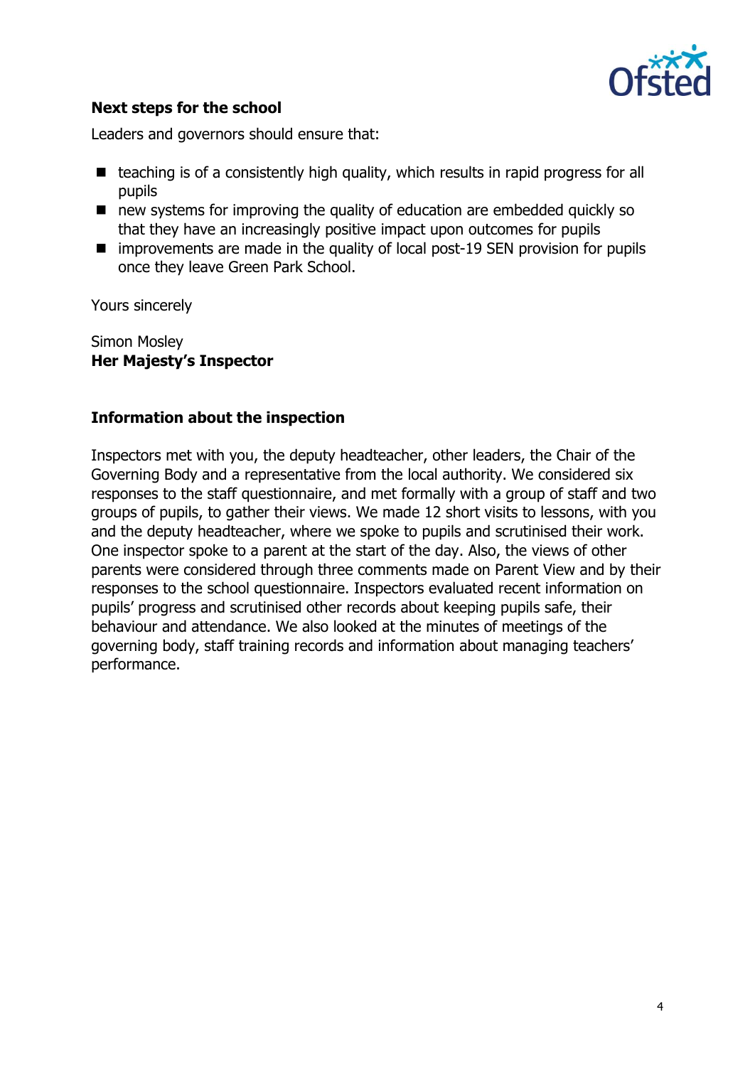## Next steps for the school

Leaders and governors should ensure that:

- teaching is of a consistently high quality, which results in rapid progress for all pupils
- new systems for improving the quality of education are embedded quickly so that they have an increasingly positive impact upon outcomes for pupils
- improvements are made in the quality of local post-19 SEN provision for pupils once they leave Green Park School.

Yours sincerely

Simon Mosley
**Her Majesty's Inspector**

## Information about the inspection

Inspectors met with you, the deputy headteacher, other leaders, the Chair of the Governing Body and a representative from the local authority. We considered six responses to the staff questionnaire, and met formally with a group of staff and two groups of pupils, to gather their views. We made 12 short visits to lessons, with you and the deputy headteacher, where we spoke to pupils and scrutinised their work. One inspector spoke to a parent at the start of the day. Also, the views of other parents were considered through three comments made on Parent View and by their responses to the school questionnaire. Inspectors evaluated recent information on pupils' progress and scrutinised other records about keeping pupils safe, their behaviour and attendance. We also looked at the minutes of meetings of the governing body, staff training records and information about managing teachers' performance.